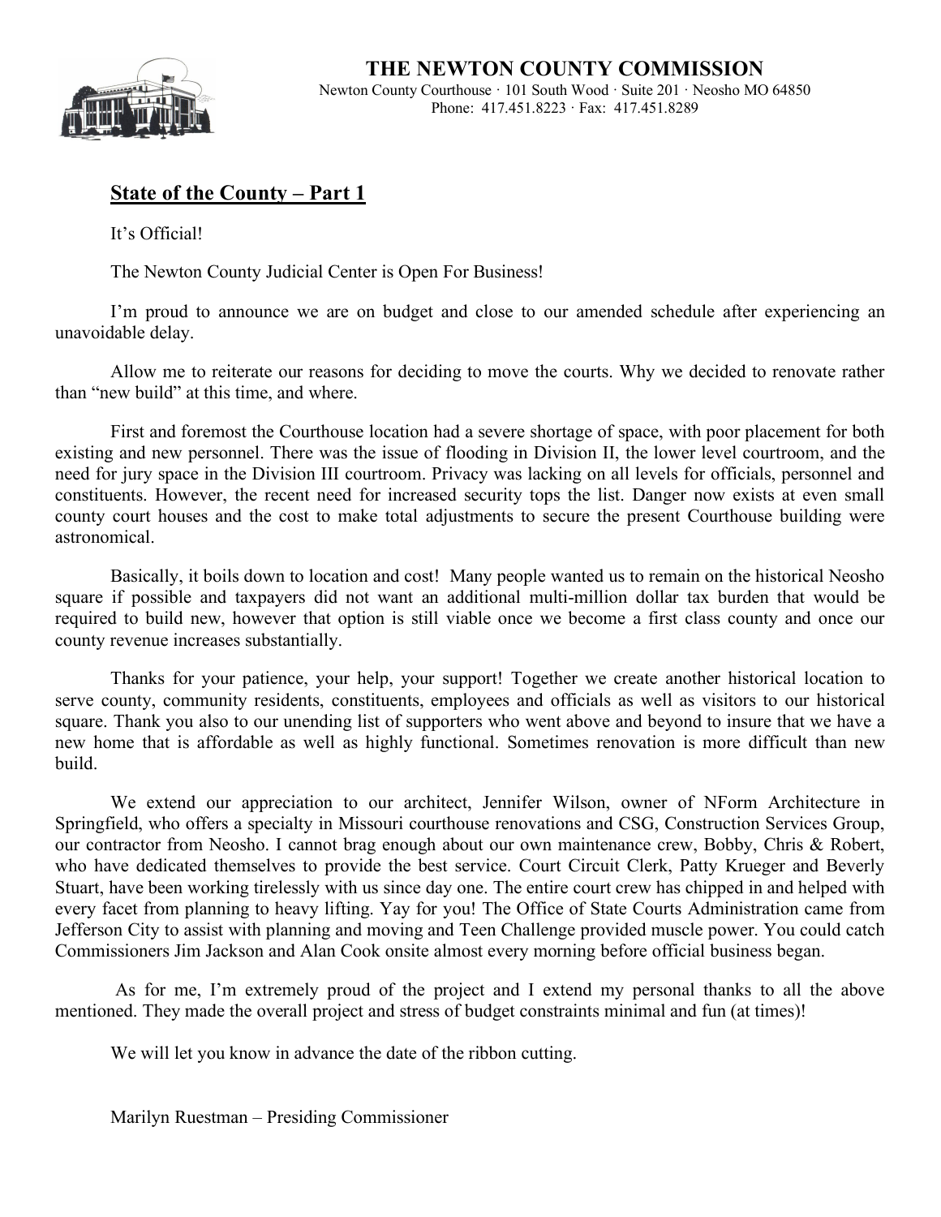# THE NEWTON COUNTY COMMISSION

Newton County Courthouse · 101 South Wood · Suite 201 · Neosho MO 64850
Phone: 417.451.8223 · Fax: 417.451.8289

## State of the County – Part 1

It's Official!

The Newton County Judicial Center is Open For Business!

I'm proud to announce we are on budget and close to our amended schedule after experiencing an unavoidable delay.

Allow me to reiterate our reasons for deciding to move the courts. Why we decided to renovate rather than "new build" at this time, and where.

First and foremost the Courthouse location had a severe shortage of space, with poor placement for both existing and new personnel. There was the issue of flooding in Division II, the lower level courtroom, and the need for jury space in the Division III courtroom. Privacy was lacking on all levels for officials, personnel and constituents. However, the recent need for increased security tops the list. Danger now exists at even small county court houses and the cost to make total adjustments to secure the present Courthouse building were astronomical.

Basically, it boils down to location and cost! Many people wanted us to remain on the historical Neosho square if possible and taxpayers did not want an additional multi-million dollar tax burden that would be required to build new, however that option is still viable once we become a first class county and once our county revenue increases substantially.

Thanks for your patience, your help, your support! Together we create another historical location to serve county, community residents, constituents, employees and officials as well as visitors to our historical square. Thank you also to our unending list of supporters who went above and beyond to insure that we have a new home that is affordable as well as highly functional. Sometimes renovation is more difficult than new build.

We extend our appreciation to our architect, Jennifer Wilson, owner of NForm Architecture in Springfield, who offers a specialty in Missouri courthouse renovations and CSG, Construction Services Group, our contractor from Neosho. I cannot brag enough about our own maintenance crew, Bobby, Chris & Robert, who have dedicated themselves to provide the best service. Court Circuit Clerk, Patty Krueger and Beverly Stuart, have been working tirelessly with us since day one. The entire court crew has chipped in and helped with every facet from planning to heavy lifting. Yay for you! The Office of State Courts Administration came from Jefferson City to assist with planning and moving and Teen Challenge provided muscle power. You could catch Commissioners Jim Jackson and Alan Cook onsite almost every morning before official business began.

As for me, I'm extremely proud of the project and I extend my personal thanks to all the above mentioned. They made the overall project and stress of budget constraints minimal and fun (at times)!

We will let you know in advance the date of the ribbon cutting.

Marilyn Ruestman – Presiding Commissioner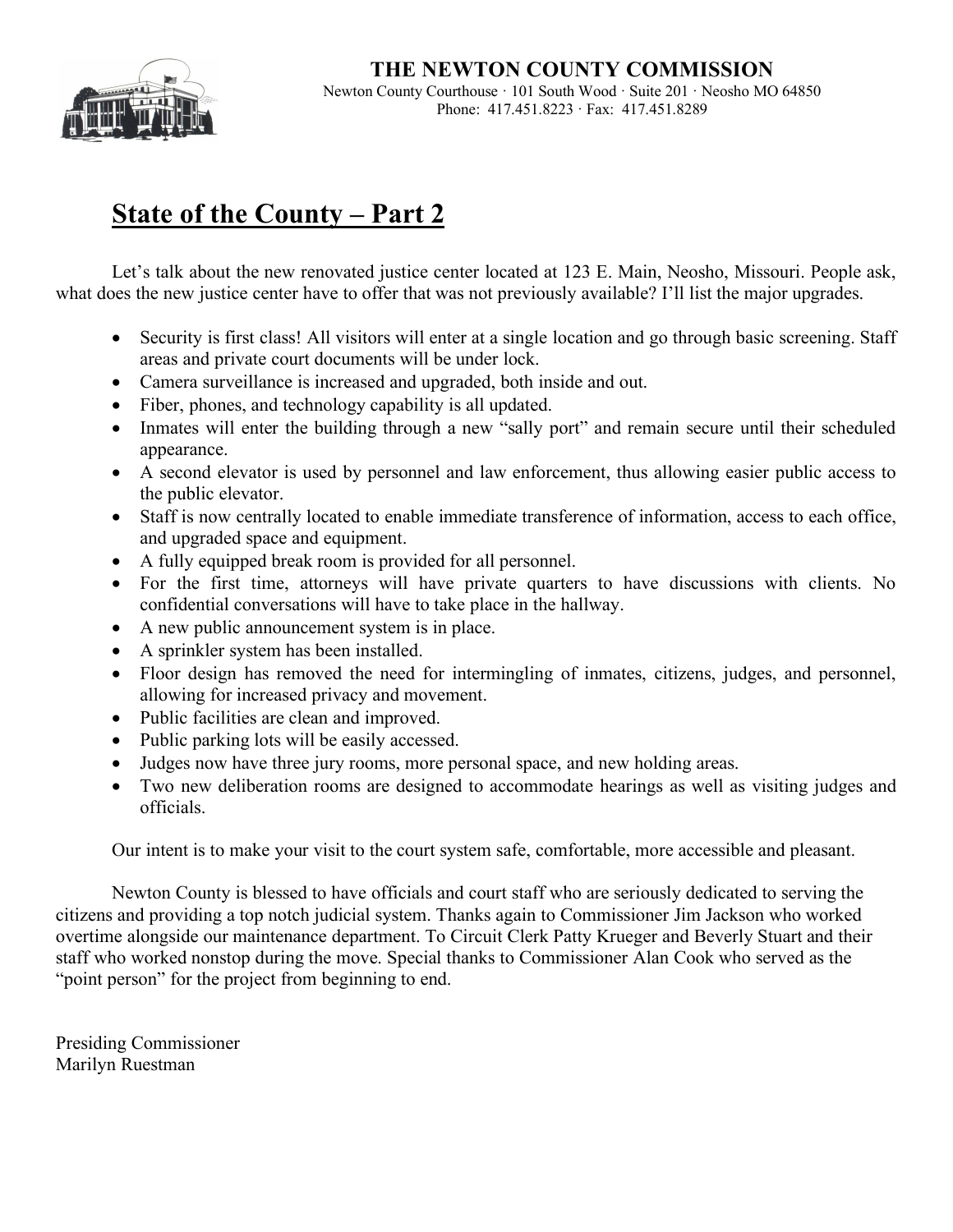**THE NEWTON COUNTY COMMISSION**

Newton County Courthouse · 101 South Wood · Suite 201 · Neosho MO 64850
Phone: 417.451.8223 · Fax: 417.451.8289

# State of the County – Part 2

Let's talk about the new renovated justice center located at 123 E. Main, Neosho, Missouri. People ask, what does the new justice center have to offer that was not previously available? I'll list the major upgrades.

- Security is first class! All visitors will enter at a single location and go through basic screening. Staff areas and private court documents will be under lock.
- Camera surveillance is increased and upgraded, both inside and out.
- Fiber, phones, and technology capability is all updated.
- Inmates will enter the building through a new "sally port" and remain secure until their scheduled appearance.
- A second elevator is used by personnel and law enforcement, thus allowing easier public access to the public elevator.
- Staff is now centrally located to enable immediate transference of information, access to each office, and upgraded space and equipment.
- A fully equipped break room is provided for all personnel.
- For the first time, attorneys will have private quarters to have discussions with clients. No confidential conversations will have to take place in the hallway.
- A new public announcement system is in place.
- A sprinkler system has been installed.
- Floor design has removed the need for intermingling of inmates, citizens, judges, and personnel, allowing for increased privacy and movement.
- Public facilities are clean and improved.
- Public parking lots will be easily accessed.
- Judges now have three jury rooms, more personal space, and new holding areas.
- Two new deliberation rooms are designed to accommodate hearings as well as visiting judges and officials.

Our intent is to make your visit to the court system safe, comfortable, more accessible and pleasant.

Newton County is blessed to have officials and court staff who are seriously dedicated to serving the citizens and providing a top notch judicial system. Thanks again to Commissioner Jim Jackson who worked overtime alongside our maintenance department. To Circuit Clerk Patty Krueger and Beverly Stuart and their staff who worked nonstop during the move. Special thanks to Commissioner Alan Cook who served as the "point person" for the project from beginning to end.

Presiding Commissioner
Marilyn Ruestman